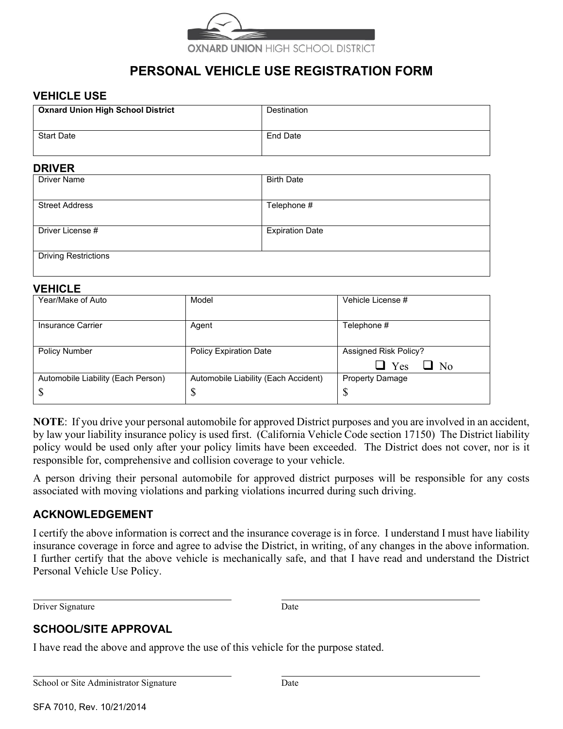OXNARD UNION HIGH SCHOOL DISTRICT

# PERSONAL VEHICLE USE REGISTRATION FORM

## VEHICLE USE

| **Oxnard Union High School District** | Destination |
|---|---|
| Start Date | End Date |

## DRIVER

| Driver Name | Birth Date |
|---|---|
| Street Address | Telephone # |
| Driver License # | Expiration Date |
| Driving Restrictions | |

## VEHICLE

| Year/Make of Auto | Model | Vehicle License # |
|---|---|---|
| Insurance Carrier | Agent | Telephone # |
| Policy Number | Policy Expiration Date | Assigned Risk Policy? ☐ Yes ☐ No |
| Automobile Liability (Each Person) $ | Automobile Liability (Each Accident) $ | Property Damage $ |

**NOTE**: If you drive your personal automobile for approved District purposes and you are involved in an accident, by law your liability insurance policy is used first. (California Vehicle Code section 17150) The District liability policy would be used only after your policy limits have been exceeded. The District does not cover, nor is it responsible for, comprehensive and collision coverage to your vehicle.

A person driving their personal automobile for approved district purposes will be responsible for any costs associated with moving violations and parking violations incurred during such driving.

## ACKNOWLEDGEMENT

I certify the above information is correct and the insurance coverage is in force. I understand I must have liability insurance coverage in force and agree to advise the District, in writing, of any changes in the above information. I further certify that the above vehicle is mechanically safe, and that I have read and understand the District Personal Vehicle Use Policy.

______________________________ ______________________________
Driver Signature Date

## SCHOOL/SITE APPROVAL

I have read the above and approve the use of this vehicle for the purpose stated.

______________________________ ______________________________
School or Site Administrator Signature Date

SFA 7010, Rev. 10/21/2014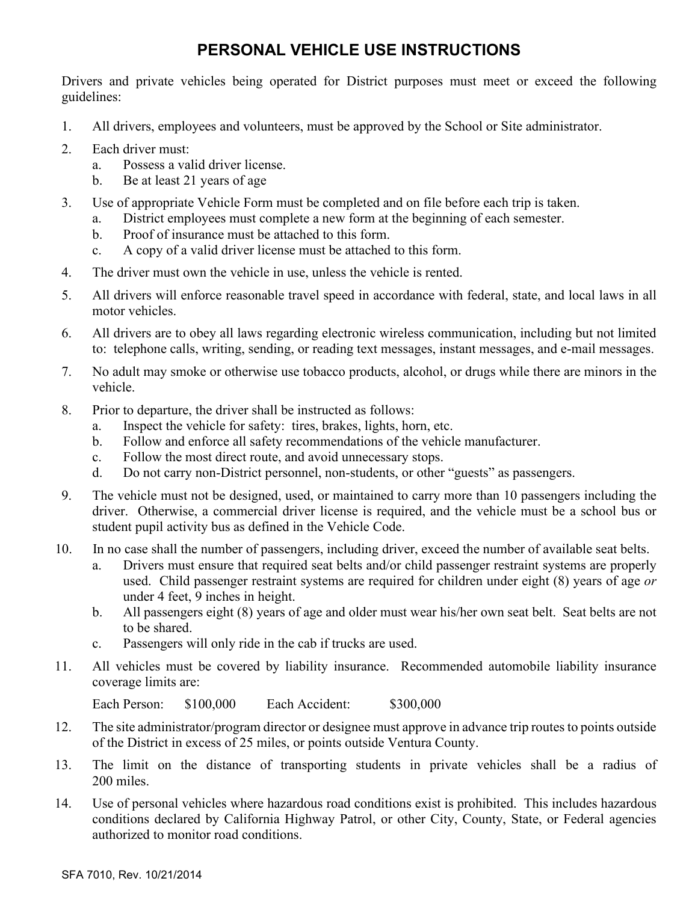# PERSONAL VEHICLE USE INSTRUCTIONS

Drivers and private vehicles being operated for District purposes must meet or exceed the following guidelines:

1. All drivers, employees and volunteers, must be approved by the School or Site administrator.
2. Each driver must:
   a. Possess a valid driver license.
   b. Be at least 21 years of age
3. Use of appropriate Vehicle Form must be completed and on file before each trip is taken.
   a. District employees must complete a new form at the beginning of each semester.
   b. Proof of insurance must be attached to this form.
   c. A copy of a valid driver license must be attached to this form.
4. The driver must own the vehicle in use, unless the vehicle is rented.
5. All drivers will enforce reasonable travel speed in accordance with federal, state, and local laws in all motor vehicles.
6. All drivers are to obey all laws regarding electronic wireless communication, including but not limited to: telephone calls, writing, sending, or reading text messages, instant messages, and e-mail messages.
7. No adult may smoke or otherwise use tobacco products, alcohol, or drugs while there are minors in the vehicle.
8. Prior to departure, the driver shall be instructed as follows:
   a. Inspect the vehicle for safety: tires, brakes, lights, horn, etc.
   b. Follow and enforce all safety recommendations of the vehicle manufacturer.
   c. Follow the most direct route, and avoid unnecessary stops.
   d. Do not carry non-District personnel, non-students, or other "guests" as passengers.
9. The vehicle must not be designed, used, or maintained to carry more than 10 passengers including the driver. Otherwise, a commercial driver license is required, and the vehicle must be a school bus or student pupil activity bus as defined in the Vehicle Code.
10. In no case shall the number of passengers, including driver, exceed the number of available seat belts.
    a. Drivers must ensure that required seat belts and/or child passenger restraint systems are properly used. Child passenger restraint systems are required for children under eight (8) years of age *or* under 4 feet, 9 inches in height.
    b. All passengers eight (8) years of age and older must wear his/her own seat belt. Seat belts are not to be shared.
    c. Passengers will only ride in the cab if trucks are used.
11. All vehicles must be covered by liability insurance. Recommended automobile liability insurance coverage limits are:

    Each Person: $100,000 Each Accident: $300,000
12. The site administrator/program director or designee must approve in advance trip routes to points outside of the District in excess of 25 miles, or points outside Ventura County.
13. The limit on the distance of transporting students in private vehicles shall be a radius of 200 miles.
14. Use of personal vehicles where hazardous road conditions exist is prohibited. This includes hazardous conditions declared by California Highway Patrol, or other City, County, State, or Federal agencies authorized to monitor road conditions.

SFA 7010, Rev. 10/21/2014